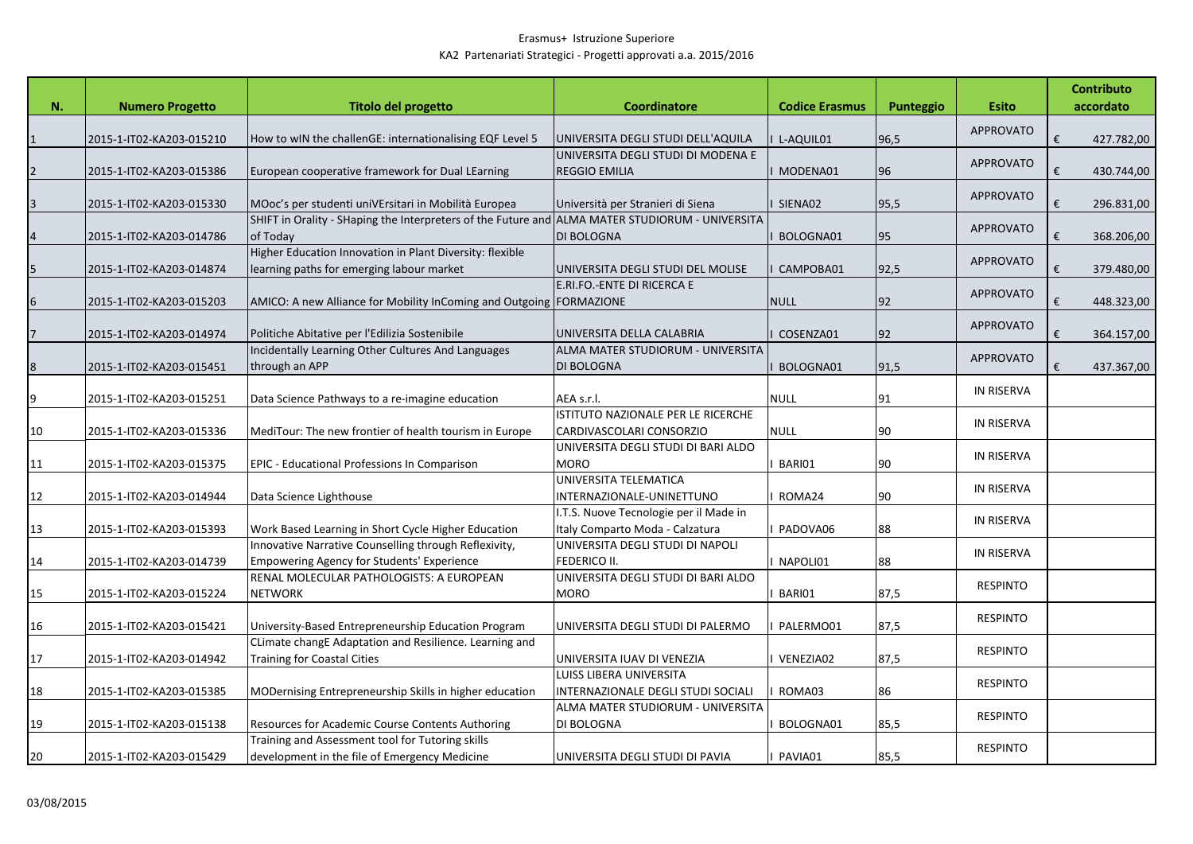Erasmus+ Istruzione Superiore

KA2 Partenariati Strategici - Progetti approvati a.a. 2015/2016

| N. | Numero Progetto | Titolo del progetto | Coordinatore | Codice Erasmus | Punteggio | Esito | Contributo accordato |
|---|---|---|---|---|---|---|---|
| 1 | 2015-1-IT02-KA203-015210 | How to wIN the challenGE: internationalising EQF Level 5 | UNIVERSITA DEGLI STUDI DELL'AQUILA | I L-AQUIL01 | 96,5 | APPROVATO | € 427.782,00 |
| 2 | 2015-1-IT02-KA203-015386 | European cooperative framework for Dual LEarning | UNIVERSITA DEGLI STUDI DI MODENA E REGGIO EMILIA | I MODENA01 | 96 | APPROVATO | € 430.744,00 |
| 3 | 2015-1-IT02-KA203-015330 | MOoc's per studenti uniVErsitari in Mobilità Europea | Università per Stranieri di Siena | I SIENA02 | 95,5 | APPROVATO | € 296.831,00 |
| 4 | 2015-1-IT02-KA203-014786 | SHIFT in Orality - SHaping the Interpreters of the Future and of Today | ALMA MATER STUDIORUM - UNIVERSITA DI BOLOGNA | I BOLOGNA01 | 95 | APPROVATO | € 368.206,00 |
| 5 | 2015-1-IT02-KA203-014874 | Higher Education Innovation in Plant Diversity: flexible learning paths for emerging labour market | UNIVERSITA DEGLI STUDI DEL MOLISE | I CAMPOBA01 | 92,5 | APPROVATO | € 379.480,00 |
| 6 | 2015-1-IT02-KA203-015203 | AMICO: A new Alliance for Mobility InComing and Outgoing | E.RI.FO.-ENTE DI RICERCA E FORMAZIONE | NULL | 92 | APPROVATO | € 448.323,00 |
| 7 | 2015-1-IT02-KA203-014974 | Politiche Abitative per l'Edilizia Sostenibile | UNIVERSITA DELLA CALABRIA | I COSENZA01 | 92 | APPROVATO | € 364.157,00 |
| 8 | 2015-1-IT02-KA203-015451 | Incidentally Learning Other Cultures And Languages through an APP | ALMA MATER STUDIORUM - UNIVERSITA DI BOLOGNA | I BOLOGNA01 | 91,5 | APPROVATO | € 437.367,00 |
| 9 | 2015-1-IT02-KA203-015251 | Data Science Pathways to a re-imagine education | AEA s.r.l. | NULL | 91 | IN RISERVA | |
| 10 | 2015-1-IT02-KA203-015336 | MediTour: The new frontier of health tourism in Europe | ISTITUTO NAZIONALE PER LE RICERCHE CARDIVASCOLARI CONSORZIO | NULL | 90 | IN RISERVA | |
| 11 | 2015-1-IT02-KA203-015375 | EPIC - Educational Professions In Comparison | UNIVERSITA DEGLI STUDI DI BARI ALDO MORO | I BARI01 | 90 | IN RISERVA | |
| 12 | 2015-1-IT02-KA203-014944 | Data Science Lighthouse | UNIVERSITA TELEMATICA INTERNAZIONALE-UNINETTUNO | I ROMA24 | 90 | IN RISERVA | |
| 13 | 2015-1-IT02-KA203-015393 | Work Based Learning in Short Cycle Higher Education | I.T.S. Nuove Tecnologie per il Made in Italy Comparto Moda - Calzatura | I PADOVA06 | 88 | IN RISERVA | |
| 14 | 2015-1-IT02-KA203-014739 | Innovative Narrative Counselling through Reflexivity, Empowering Agency for Students' Experience | UNIVERSITA DEGLI STUDI DI NAPOLI FEDERICO II. | I NAPOLI01 | 88 | IN RISERVA | |
| 15 | 2015-1-IT02-KA203-015224 | RENAL MOLECULAR PATHOLOGISTS: A EUROPEAN NETWORK | UNIVERSITA DEGLI STUDI DI BARI ALDO MORO | I BARI01 | 87,5 | RESPINTO | |
| 16 | 2015-1-IT02-KA203-015421 | University-Based Entrepreneurship Education Program | UNIVERSITA DEGLI STUDI DI PALERMO | I PALERMO01 | 87,5 | RESPINTO | |
| 17 | 2015-1-IT02-KA203-014942 | CLimate changE Adaptation and Resilience. Learning and Training for Coastal Cities | UNIVERSITA IUAV DI VENEZIA | I VENEZIA02 | 87,5 | RESPINTO | |
| 18 | 2015-1-IT02-KA203-015385 | MODernising Entrepreneurship Skills in higher education | LUISS LIBERA UNIVERSITA INTERNAZIONALE DEGLI STUDI SOCIALI | I ROMA03 | 86 | RESPINTO | |
| 19 | 2015-1-IT02-KA203-015138 | Resources for Academic Course Contents Authoring | ALMA MATER STUDIORUM - UNIVERSITA DI BOLOGNA | I BOLOGNA01 | 85,5 | RESPINTO | |
| 20 | 2015-1-IT02-KA203-015429 | Training and Assessment tool for Tutoring skills development in the file of Emergency Medicine | UNIVERSITA DEGLI STUDI DI PAVIA | I PAVIA01 | 85,5 | RESPINTO | |

03/08/2015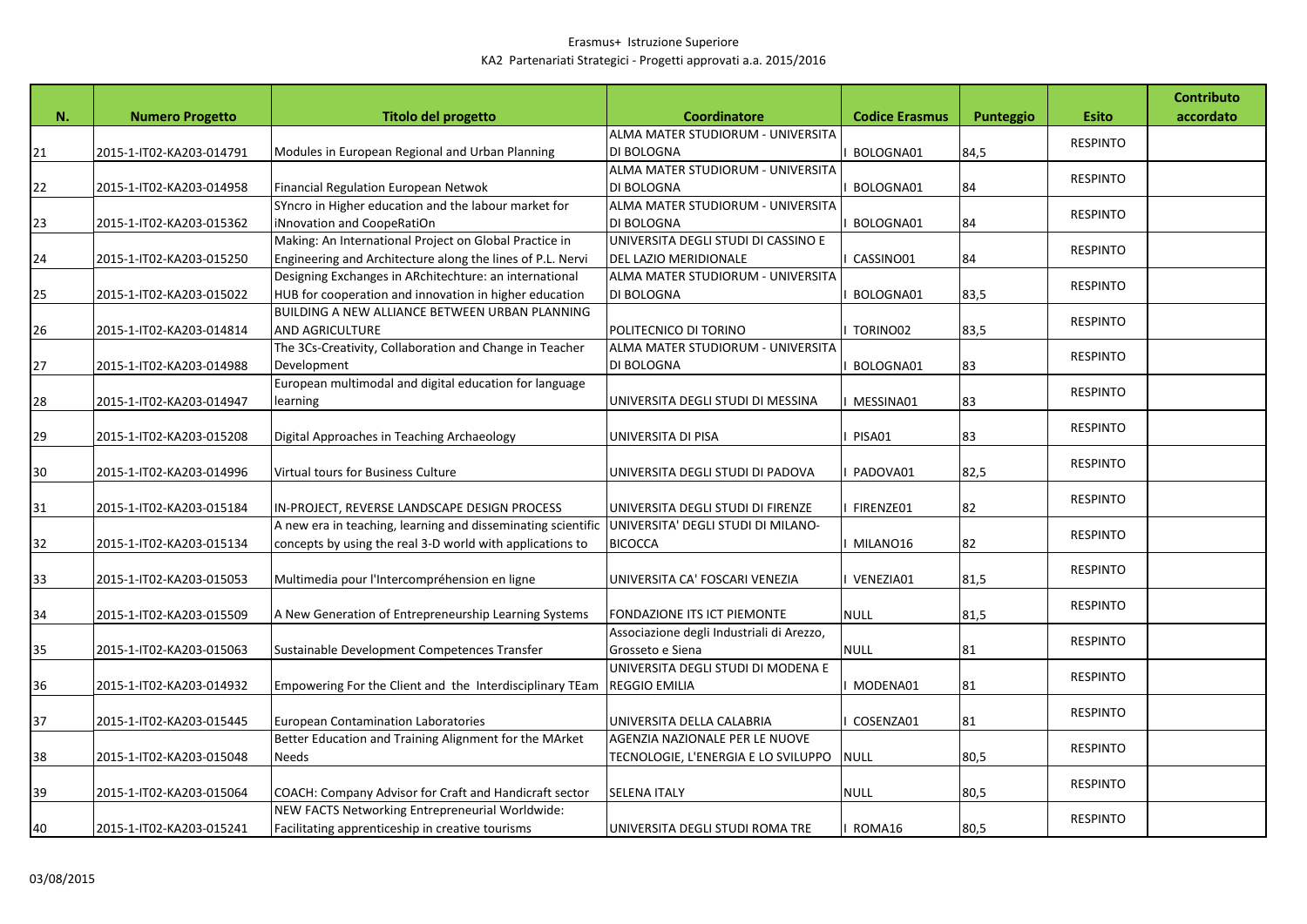Erasmus+ Istruzione Superiore

KA2 Partenariati Strategici - Progetti approvati a.a. 2015/2016

| N. | Numero Progetto | Titolo del progetto | Coordinatore | Codice Erasmus | Punteggio | Esito | Contributo accordato |
|---|---|---|---|---|---|---|---|
| 21 | 2015-1-IT02-KA203-014791 | Modules in European Regional and Urban Planning | ALMA MATER STUDIORUM - UNIVERSITA DI BOLOGNA | I BOLOGNA01 | 84,5 | RESPINTO | |
| 22 | 2015-1-IT02-KA203-014958 | Financial Regulation European Netwok | ALMA MATER STUDIORUM - UNIVERSITA DI BOLOGNA | I BOLOGNA01 | 84 | RESPINTO | |
| 23 | 2015-1-IT02-KA203-015362 | SYncro in Higher education and the labour market for iNnovation and CoopeRatiOn | ALMA MATER STUDIORUM - UNIVERSITA DI BOLOGNA | I BOLOGNA01 | 84 | RESPINTO | |
| 24 | 2015-1-IT02-KA203-015250 | Making: An International Project on Global Practice in Engineering and Architecture along the lines of P.L. Nervi | UNIVERSITA DEGLI STUDI DI CASSINO E DEL LAZIO MERIDIONALE | I CASSINO01 | 84 | RESPINTO | |
| 25 | 2015-1-IT02-KA203-015022 | Designing Exchanges in ARchitechture: an international HUB for cooperation and innovation in higher education | ALMA MATER STUDIORUM - UNIVERSITA DI BOLOGNA | I BOLOGNA01 | 83,5 | RESPINTO | |
| 26 | 2015-1-IT02-KA203-014814 | BUILDING A NEW ALLIANCE BETWEEN URBAN PLANNING AND AGRICULTURE | POLITECNICO DI TORINO | I TORINO02 | 83,5 | RESPINTO | |
| 27 | 2015-1-IT02-KA203-014988 | The 3Cs-Creativity, Collaboration and Change in Teacher Development | ALMA MATER STUDIORUM - UNIVERSITA DI BOLOGNA | I BOLOGNA01 | 83 | RESPINTO | |
| 28 | 2015-1-IT02-KA203-014947 | European multimodal and digital education for language learning | UNIVERSITA DEGLI STUDI DI MESSINA | I MESSINA01 | 83 | RESPINTO | |
| 29 | 2015-1-IT02-KA203-015208 | Digital Approaches in Teaching Archaeology | UNIVERSITA DI PISA | I PISA01 | 83 | RESPINTO | |
| 30 | 2015-1-IT02-KA203-014996 | Virtual tours for Business Culture | UNIVERSITA DEGLI STUDI DI PADOVA | I PADOVA01 | 82,5 | RESPINTO | |
| 31 | 2015-1-IT02-KA203-015184 | IN-PROJECT, REVERSE LANDSCAPE DESIGN PROCESS | UNIVERSITA DEGLI STUDI DI FIRENZE | I FIRENZE01 | 82 | RESPINTO | |
| 32 | 2015-1-IT02-KA203-015134 | A new era in teaching, learning and disseminating scientific concepts by using the real 3-D world with applications to | UNIVERSITA' DEGLI STUDI DI MILANO-BICOCCA | I MILANO16 | 82 | RESPINTO | |
| 33 | 2015-1-IT02-KA203-015053 | Multimedia pour l'Intercompréhension en ligne | UNIVERSITA CA' FOSCARI VENEZIA | I VENEZIA01 | 81,5 | RESPINTO | |
| 34 | 2015-1-IT02-KA203-015509 | A New Generation of Entrepreneurship Learning Systems | FONDAZIONE ITS ICT PIEMONTE | NULL | 81,5 | RESPINTO | |
| 35 | 2015-1-IT02-KA203-015063 | Sustainable Development Competences Transfer | Associazione degli Industriali di Arezzo, Grosseto e Siena | NULL | 81 | RESPINTO | |
| 36 | 2015-1-IT02-KA203-014932 | Empowering For the Client and the Interdisciplinary TEam | UNIVERSITA DEGLI STUDI DI MODENA E REGGIO EMILIA | I MODENA01 | 81 | RESPINTO | |
| 37 | 2015-1-IT02-KA203-015445 | European Contamination Laboratories | UNIVERSITA DELLA CALABRIA | I COSENZA01 | 81 | RESPINTO | |
| 38 | 2015-1-IT02-KA203-015048 | Better Education and Training Alignment for the MArket Needs | AGENZIA NAZIONALE PER LE NUOVE TECNOLOGIE, L'ENERGIA E LO SVILUPPO | NULL | 80,5 | RESPINTO | |
| 39 | 2015-1-IT02-KA203-015064 | COACH: Company Advisor for Craft and Handicraft sector | SELENA ITALY | NULL | 80,5 | RESPINTO | |
| 40 | 2015-1-IT02-KA203-015241 | NEW FACTS Networking Entrepreneurial Worldwide: Facilitating apprenticeship in creative tourisms | UNIVERSITA DEGLI STUDI ROMA TRE | I ROMA16 | 80,5 | RESPINTO | |

03/08/2015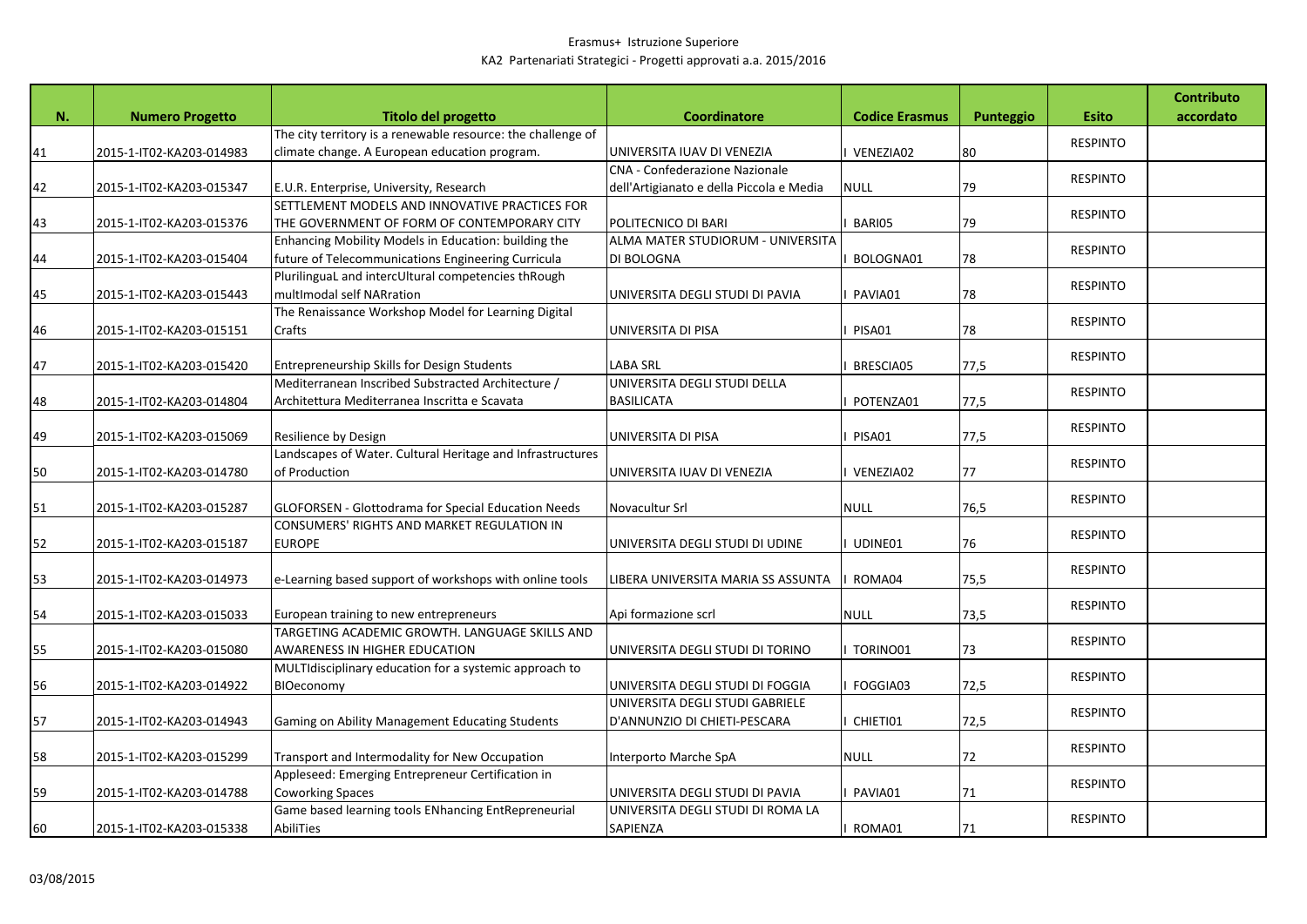Erasmus+ Istruzione Superiore

KA2 Partenariati Strategici - Progetti approvati a.a. 2015/2016

| N. | Numero Progetto | Titolo del progetto | Coordinatore | Codice Erasmus | Punteggio | Esito | Contributo accordato |
|---|---|---|---|---|---|---|---|
| 41 | 2015-1-IT02-KA203-014983 | The city territory is a renewable resource: the challenge of climate change. A European education program. | UNIVERSITA IUAV DI VENEZIA | I VENEZIA02 | 80 | RESPINTO | |
| 42 | 2015-1-IT02-KA203-015347 | E.U.R. Enterprise, University, Research | CNA - Confederazione Nazionale dell'Artigianato e della Piccola e Media | NULL | 79 | RESPINTO | |
| 43 | 2015-1-IT02-KA203-015376 | SETTLEMENT MODELS AND INNOVATIVE PRACTICES FOR THE GOVERNMENT OF FORM OF CONTEMPORARY CITY | POLITECNICO DI BARI | I BARI05 | 79 | RESPINTO | |
| 44 | 2015-1-IT02-KA203-015404 | Enhancing Mobility Models in Education: building the future of Telecommunications Engineering Curricula | ALMA MATER STUDIORUM - UNIVERSITA DI BOLOGNA | I BOLOGNA01 | 78 | RESPINTO | |
| 45 | 2015-1-IT02-KA203-015443 | PlurilinguaL and intercUltural competencies thRough multImodal self NARration | UNIVERSITA DEGLI STUDI DI PAVIA | I PAVIA01 | 78 | RESPINTO | |
| 46 | 2015-1-IT02-KA203-015151 | The Renaissance Workshop Model for Learning Digital Crafts | UNIVERSITA DI PISA | I PISA01 | 78 | RESPINTO | |
| 47 | 2015-1-IT02-KA203-015420 | Entrepreneurship Skills for Design Students | LABA SRL | I BRESCIA05 | 77,5 | RESPINTO | |
| 48 | 2015-1-IT02-KA203-014804 | Mediterranean Inscribed Substracted Architecture / Architettura Mediterranea Inscritta e Scavata | UNIVERSITA DEGLI STUDI DELLA BASILICATA | I POTENZA01 | 77,5 | RESPINTO | |
| 49 | 2015-1-IT02-KA203-015069 | Resilience by Design | UNIVERSITA DI PISA | I PISA01 | 77,5 | RESPINTO | |
| 50 | 2015-1-IT02-KA203-014780 | Landscapes of Water. Cultural Heritage and Infrastructures of Production | UNIVERSITA IUAV DI VENEZIA | I VENEZIA02 | 77 | RESPINTO | |
| 51 | 2015-1-IT02-KA203-015287 | GLOFORSEN - Glottodrama for Special Education Needs | Novacultur Srl | NULL | 76,5 | RESPINTO | |
| 52 | 2015-1-IT02-KA203-015187 | CONSUMERS' RIGHTS AND MARKET REGULATION IN EUROPE | UNIVERSITA DEGLI STUDI DI UDINE | I UDINE01 | 76 | RESPINTO | |
| 53 | 2015-1-IT02-KA203-014973 | e-Learning based support of workshops with online tools | LIBERA UNIVERSITA MARIA SS ASSUNTA | I ROMA04 | 75,5 | RESPINTO | |
| 54 | 2015-1-IT02-KA203-015033 | European training to new entrepreneurs | Api formazione scrl | NULL | 73,5 | RESPINTO | |
| 55 | 2015-1-IT02-KA203-015080 | TARGETING ACADEMIC GROWTH. LANGUAGE SKILLS AND AWARENESS IN HIGHER EDUCATION | UNIVERSITA DEGLI STUDI DI TORINO | I TORINO01 | 73 | RESPINTO | |
| 56 | 2015-1-IT02-KA203-014922 | MULTIdisciplinary education for a systemic approach to BIOeconomy | UNIVERSITA DEGLI STUDI DI FOGGIA | I FOGGIA03 | 72,5 | RESPINTO | |
| 57 | 2015-1-IT02-KA203-014943 | Gaming on Ability Management Educating Students | UNIVERSITA DEGLI STUDI GABRIELE D'ANNUNZIO DI CHIETI-PESCARA | I CHIETI01 | 72,5 | RESPINTO | |
| 58 | 2015-1-IT02-KA203-015299 | Transport and Intermodality for New Occupation | Interporto Marche SpA | NULL | 72 | RESPINTO | |
| 59 | 2015-1-IT02-KA203-014788 | Appleseed: Emerging Entrepreneur Certification in Coworking Spaces | UNIVERSITA DEGLI STUDI DI PAVIA | I PAVIA01 | 71 | RESPINTO | |
| 60 | 2015-1-IT02-KA203-015338 | Game based learning tools ENhancing EntRepreneurial AbiliTies | UNIVERSITA DEGLI STUDI DI ROMA LA SAPIENZA | I ROMA01 | 71 | RESPINTO | |

03/08/2015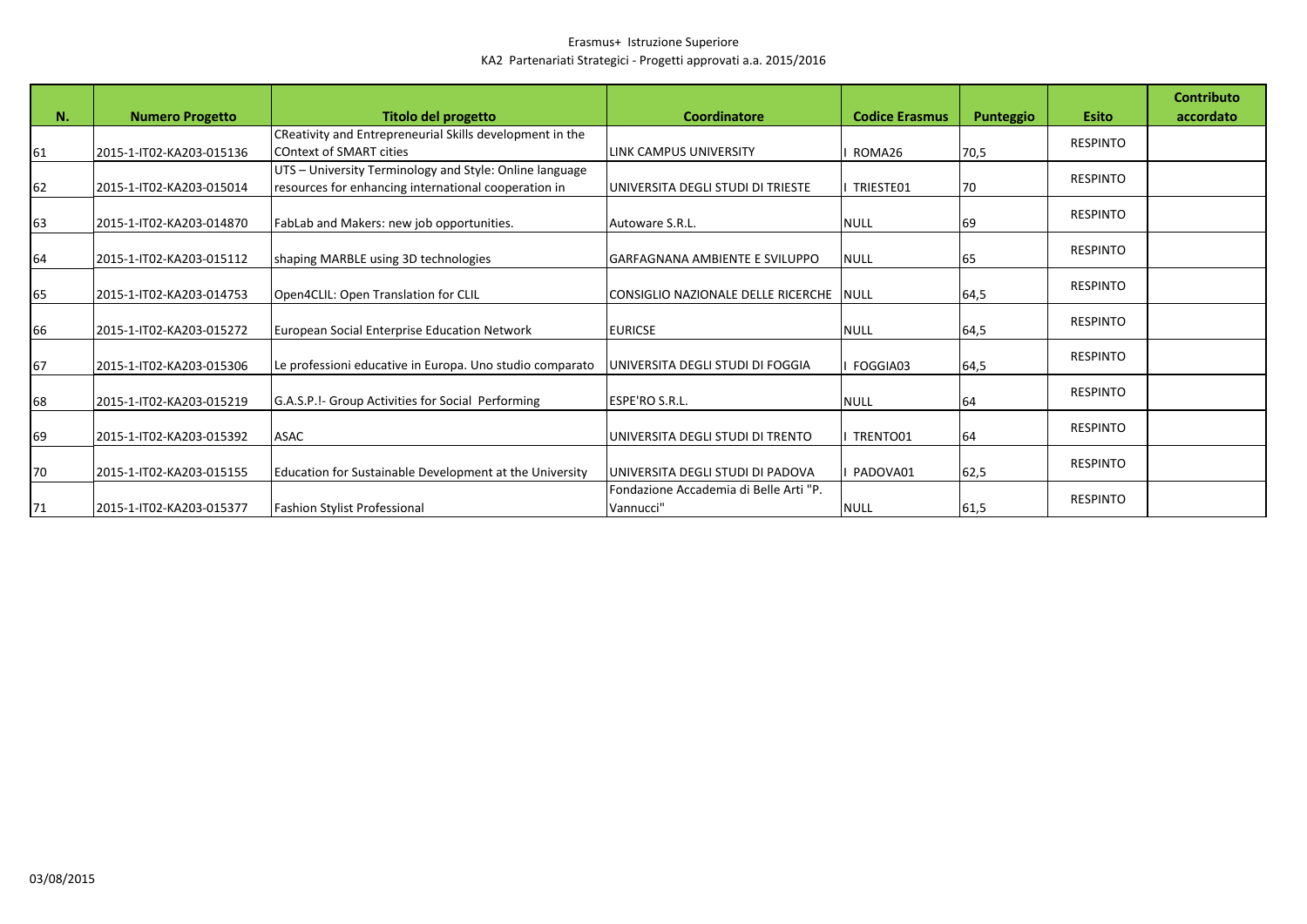Erasmus+ Istruzione Superiore
KA2 Partenariati Strategici - Progetti approvati a.a. 2015/2016

| N. | Numero Progetto | Titolo del progetto | Coordinatore | Codice Erasmus | Punteggio | Esito | Contributo accordato |
|---|---|---|---|---|---|---|---|
| 61 | 2015-1-IT02-KA203-015136 | CReativity and Entrepreneurial Skills development in the COntext of SMART cities | LINK CAMPUS UNIVERSITY | I ROMA26 | 70,5 | RESPINTO | |
| 62 | 2015-1-IT02-KA203-015014 | UTS – University Terminology and Style: Online language resources for enhancing international cooperation in | UNIVERSITA DEGLI STUDI DI TRIESTE | I TRIESTE01 | 70 | RESPINTO | |
| 63 | 2015-1-IT02-KA203-014870 | FabLab and Makers: new job opportunities. | Autoware S.R.L. | NULL | 69 | RESPINTO | |
| 64 | 2015-1-IT02-KA203-015112 | shaping MARBLE using 3D technologies | GARFAGNANA AMBIENTE E SVILUPPO | NULL | 65 | RESPINTO | |
| 65 | 2015-1-IT02-KA203-014753 | Open4CLIL: Open Translation for CLIL | CONSIGLIO NAZIONALE DELLE RICERCHE | NULL | 64,5 | RESPINTO | |
| 66 | 2015-1-IT02-KA203-015272 | European Social Enterprise Education Network | EURICSE | NULL | 64,5 | RESPINTO | |
| 67 | 2015-1-IT02-KA203-015306 | Le professioni educative in Europa. Uno studio comparato | UNIVERSITA DEGLI STUDI DI FOGGIA | I FOGGIA03 | 64,5 | RESPINTO | |
| 68 | 2015-1-IT02-KA203-015219 | G.A.S.P.!- Group Activities for Social Performing | ESPE'RO S.R.L. | NULL | 64 | RESPINTO | |
| 69 | 2015-1-IT02-KA203-015392 | ASAC | UNIVERSITA DEGLI STUDI DI TRENTO | I TRENTO01 | 64 | RESPINTO | |
| 70 | 2015-1-IT02-KA203-015155 | Education for Sustainable Development at the University | UNIVERSITA DEGLI STUDI DI PADOVA | I PADOVA01 | 62,5 | RESPINTO | |
| 71 | 2015-1-IT02-KA203-015377 | Fashion Stylist Professional | Fondazione Accademia di Belle Arti "P. Vannucci" | NULL | 61,5 | RESPINTO | |

03/08/2015